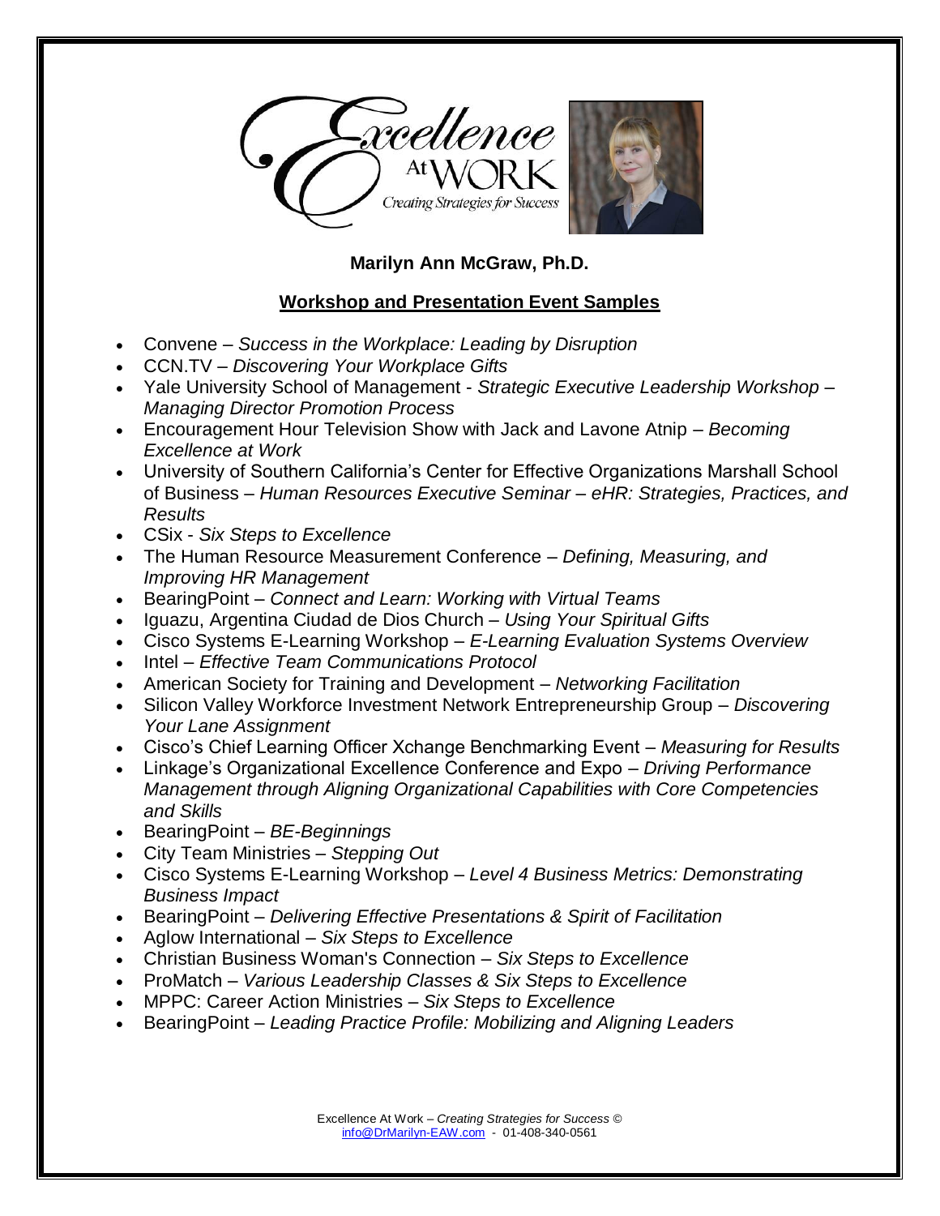Excellence At WORK
Creating Strategies for Success

**Marilyn Ann McGraw, Ph.D.**

**Workshop and Presentation Event Samples**

- Convene – *Success in the Workplace: Leading by Disruption*
- CCN.TV – *Discovering Your Workplace Gifts*
- Yale University School of Management - *Strategic Executive Leadership Workshop – Managing Director Promotion Process*
- Encouragement Hour Television Show with Jack and Lavone Atnip – *Becoming Excellence at Work*
- University of Southern California's Center for Effective Organizations Marshall School of Business – *Human Resources Executive Seminar – eHR: Strategies, Practices, and Results*
- CSix - *Six Steps to Excellence*
- The Human Resource Measurement Conference – *Defining, Measuring, and Improving HR Management*
- BearingPoint – *Connect and Learn: Working with Virtual Teams*
- Iguazu, Argentina Ciudad de Dios Church – *Using Your Spiritual Gifts*
- Cisco Systems E-Learning Workshop – *E-Learning Evaluation Systems Overview*
- Intel – *Effective Team Communications Protocol*
- American Society for Training and Development – *Networking Facilitation*
- Silicon Valley Workforce Investment Network Entrepreneurship Group – *Discovering Your Lane Assignment*
- Cisco's Chief Learning Officer Xchange Benchmarking Event – *Measuring for Results*
- Linkage's Organizational Excellence Conference and Expo – *Driving Performance Management through Aligning Organizational Capabilities with Core Competencies and Skills*
- BearingPoint – *BE-Beginnings*
- City Team Ministries – *Stepping Out*
- Cisco Systems E-Learning Workshop – *Level 4 Business Metrics: Demonstrating Business Impact*
- BearingPoint – *Delivering Effective Presentations & Spirit of Facilitation*
- Aglow International – *Six Steps to Excellence*
- Christian Business Woman's Connection – *Six Steps to Excellence*
- ProMatch – *Various Leadership Classes & Six Steps to Excellence*
- MPPC: Career Action Ministries – *Six Steps to Excellence*
- BearingPoint – *Leading Practice Profile: Mobilizing and Aligning Leaders*

Excellence At Work – *Creating Strategies for Success* ©
info@DrMarilyn-EAW.com - 01-408-340-0561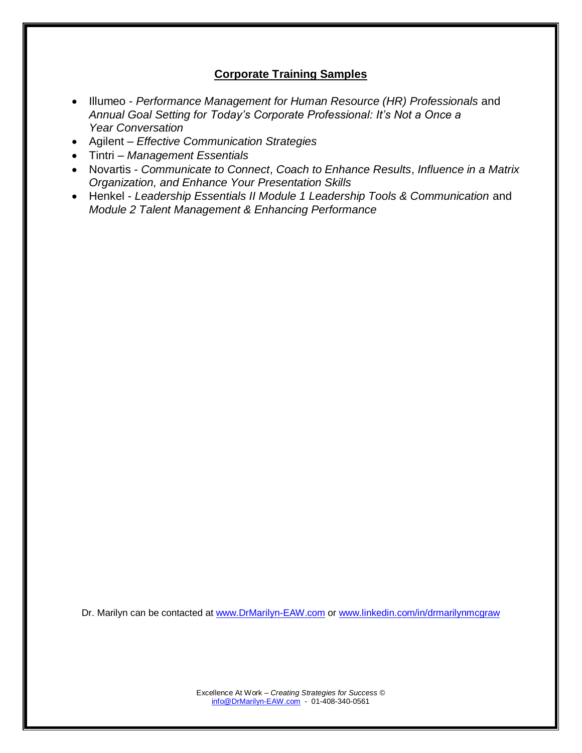## **Corporate Training Samples**

- Illumeo - *Performance Management for Human Resource (HR) Professionals* and *Annual Goal Setting for Today's Corporate Professional: It's Not a Once a Year Conversation*
- Agilent – *Effective Communication Strategies*
- Tintri – *Management Essentials*
- Novartis - *Communicate to Connect*, *Coach to Enhance Results*, *Influence in a Matrix Organization, and Enhance Your Presentation Skills*
- Henkel - *Leadership Essentials II Module 1 Leadership Tools & Communication* and *Module 2 Talent Management & Enhancing Performance*

Dr. Marilyn can be contacted at www.DrMarilyn-EAW.com or www.linkedin.com/in/drmarilynmcgraw

Excellence At Work – *Creating Strategies for Success* ©
info@DrMarilyn-EAW.com - 01-408-340-0561